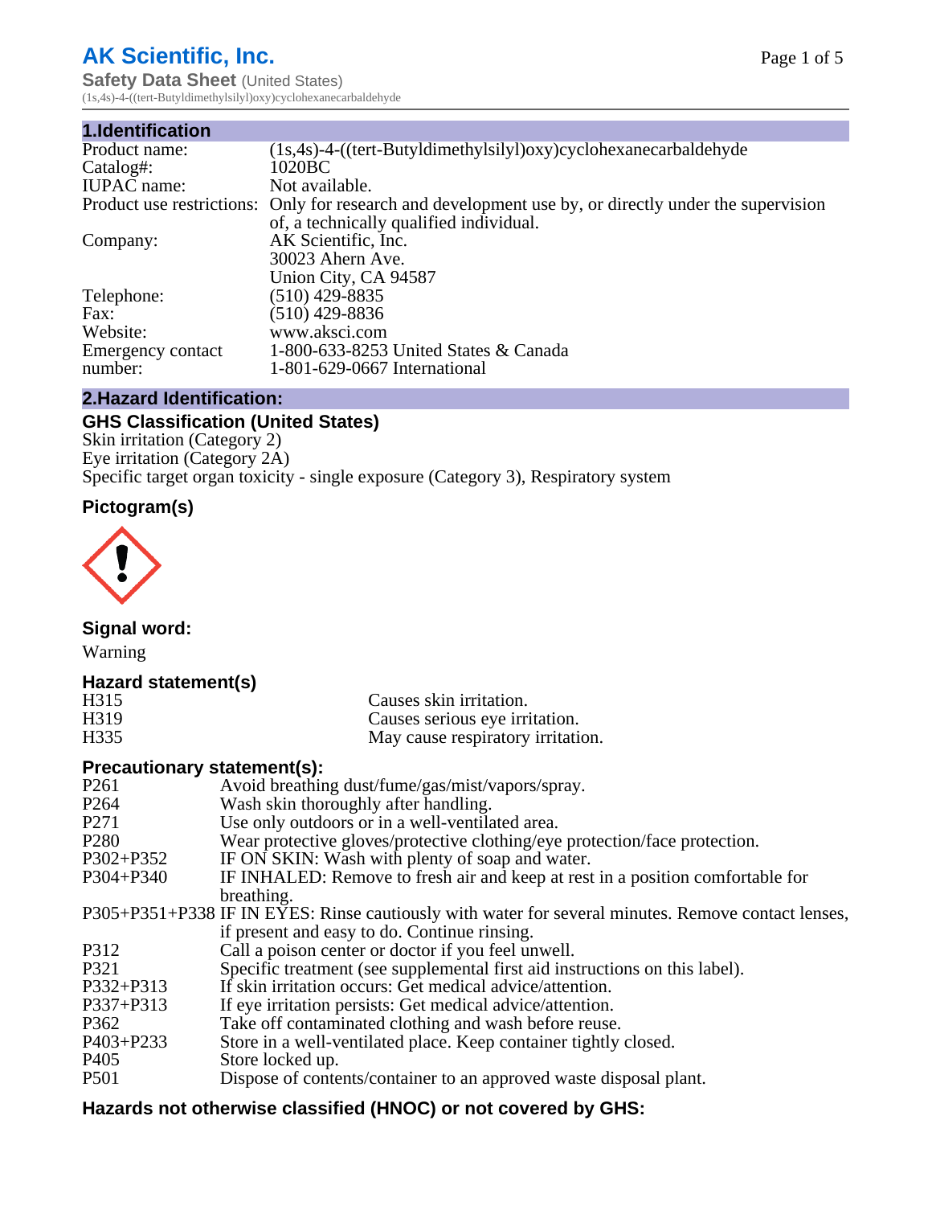# AK Scientific, Inc.

**Safety Data Sheet** (United States)

(1s,4s)-4-((tert-Butyldimethylsilyl)oxy)cyclohexanecarbaldehyde

## 1.Identification

| | |
|---|---|
| Product name: | (1s,4s)-4-((tert-Butyldimethylsilyl)oxy)cyclohexanecarbaldehyde |
| Catalog#: | 1020BC |
| IUPAC name: | Not available. |
| Product use restrictions: | Only for research and development use by, or directly under the supervision of, a technically qualified individual. |
| Company: | AK Scientific, Inc. 30023 Ahern Ave. Union City, CA 94587 |
| Telephone: | (510) 429-8835 |
| Fax: | (510) 429-8836 |
| Website: | www.aksci.com |
| Emergency contact number: | 1-800-633-8253 United States & Canada 1-801-629-0667 International |

## 2.Hazard Identification:

### GHS Classification (United States)

Skin irritation (Category 2)
Eye irritation (Category 2A)
Specific target organ toxicity - single exposure (Category 3), Respiratory system

### Pictogram(s)

### Signal word:

Warning

### Hazard statement(s)

| | |
|---|---|
| H315 | Causes skin irritation. |
| H319 | Causes serious eye irritation. |
| H335 | May cause respiratory irritation. |

### Precautionary statement(s):

| | |
|---|---|
| P261 | Avoid breathing dust/fume/gas/mist/vapors/spray. |
| P264 | Wash skin thoroughly after handling. |
| P271 | Use only outdoors or in a well-ventilated area. |
| P280 | Wear protective gloves/protective clothing/eye protection/face protection. |
| P302+P352 | IF ON SKIN: Wash with plenty of soap and water. |
| P304+P340 | IF INHALED: Remove to fresh air and keep at rest in a position comfortable for breathing. |
| P305+P351+P338 | IF IN EYES: Rinse cautiously with water for several minutes. Remove contact lenses, if present and easy to do. Continue rinsing. |
| P312 | Call a poison center or doctor if you feel unwell. |
| P321 | Specific treatment (see supplemental first aid instructions on this label). |
| P332+P313 | If skin irritation occurs: Get medical advice/attention. |
| P337+P313 | If eye irritation persists: Get medical advice/attention. |
| P362 | Take off contaminated clothing and wash before reuse. |
| P403+P233 | Store in a well-ventilated place. Keep container tightly closed. |
| P405 | Store locked up. |
| P501 | Dispose of contents/container to an approved waste disposal plant. |

### Hazards not otherwise classified (HNOC) or not covered by GHS: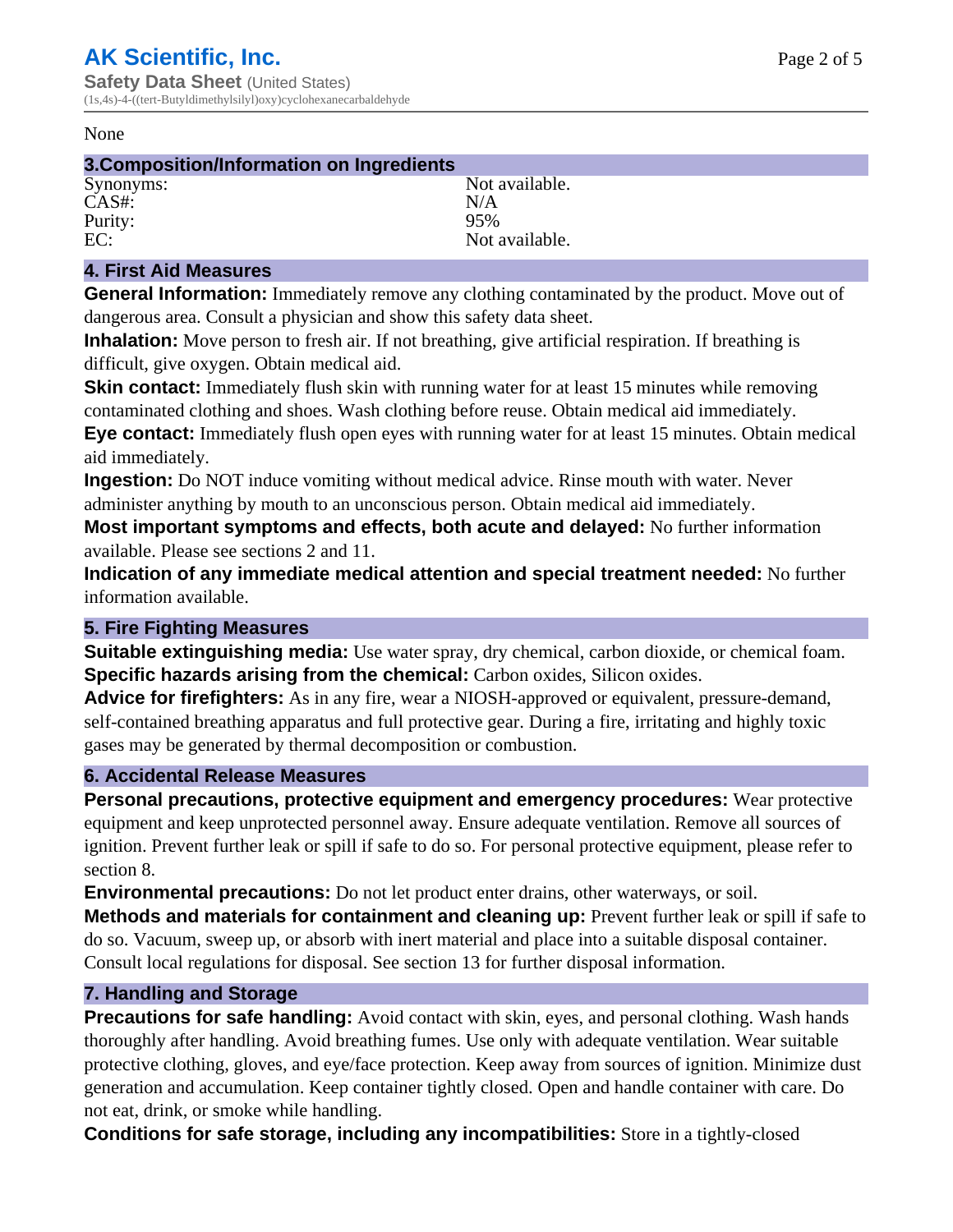None

## 3.Composition/Information on Ingredients

| | |
|---|---|
| Synonyms: | Not available. |
| CAS#: | N/A |
| Purity: | 95% |
| EC: | Not available. |

## 4. First Aid Measures

**General Information:** Immediately remove any clothing contaminated by the product. Move out of dangerous area. Consult a physician and show this safety data sheet.

**Inhalation:** Move person to fresh air. If not breathing, give artificial respiration. If breathing is difficult, give oxygen. Obtain medical aid.

**Skin contact:** Immediately flush skin with running water for at least 15 minutes while removing contaminated clothing and shoes. Wash clothing before reuse. Obtain medical aid immediately.

**Eye contact:** Immediately flush open eyes with running water for at least 15 minutes. Obtain medical aid immediately.

**Ingestion:** Do NOT induce vomiting without medical advice. Rinse mouth with water. Never administer anything by mouth to an unconscious person. Obtain medical aid immediately.

**Most important symptoms and effects, both acute and delayed:** No further information available. Please see sections 2 and 11.

**Indication of any immediate medical attention and special treatment needed:** No further information available.

## 5. Fire Fighting Measures

**Suitable extinguishing media:** Use water spray, dry chemical, carbon dioxide, or chemical foam.

**Specific hazards arising from the chemical:** Carbon oxides, Silicon oxides.

**Advice for firefighters:** As in any fire, wear a NIOSH-approved or equivalent, pressure-demand, self-contained breathing apparatus and full protective gear. During a fire, irritating and highly toxic gases may be generated by thermal decomposition or combustion.

## 6. Accidental Release Measures

**Personal precautions, protective equipment and emergency procedures:** Wear protective equipment and keep unprotected personnel away. Ensure adequate ventilation. Remove all sources of ignition. Prevent further leak or spill if safe to do so. For personal protective equipment, please refer to section 8.

**Environmental precautions:** Do not let product enter drains, other waterways, or soil.

**Methods and materials for containment and cleaning up:** Prevent further leak or spill if safe to do so. Vacuum, sweep up, or absorb with inert material and place into a suitable disposal container. Consult local regulations for disposal. See section 13 for further disposal information.

## 7. Handling and Storage

**Precautions for safe handling:** Avoid contact with skin, eyes, and personal clothing. Wash hands thoroughly after handling. Avoid breathing fumes. Use only with adequate ventilation. Wear suitable protective clothing, gloves, and eye/face protection. Keep away from sources of ignition. Minimize dust generation and accumulation. Keep container tightly closed. Open and handle container with care. Do not eat, drink, or smoke while handling.

**Conditions for safe storage, including any incompatibilities:** Store in a tightly-closed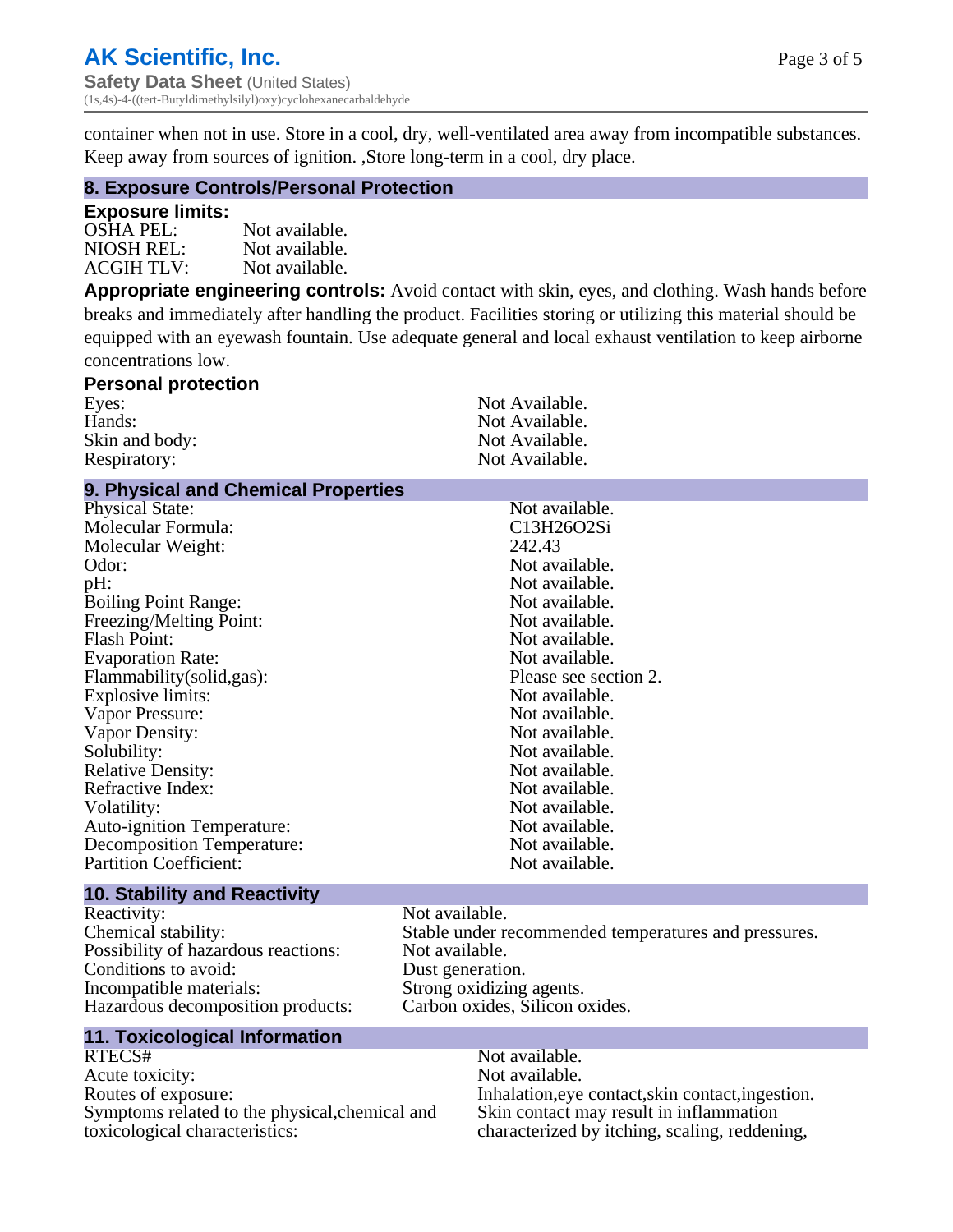container when not in use. Store in a cool, dry, well-ventilated area away from incompatible substances. Keep away from sources of ignition. ,Store long-term in a cool, dry place.

## 8. Exposure Controls/Personal Protection

### Exposure limits:

| | |
|---|---|
| OSHA PEL: | Not available. |
| NIOSH REL: | Not available. |
| ACGIH TLV: | Not available. |

**Appropriate engineering controls:** Avoid contact with skin, eyes, and clothing. Wash hands before breaks and immediately after handling the product. Facilities storing or utilizing this material should be equipped with an eyewash fountain. Use adequate general and local exhaust ventilation to keep airborne concentrations low.

### Personal protection

| | |
|---|---|
| Eyes: | Not Available. |
| Hands: | Not Available. |
| Skin and body: | Not Available. |
| Respiratory: | Not Available. |

## 9. Physical and Chemical Properties

| | |
|---|---|
| Physical State: | Not available. |
| Molecular Formula: | $C_{13}H_{26}O_2Si$ |
| Molecular Weight: | 242.43 |
| Odor: | Not available. |
| pH: | Not available. |
| Boiling Point Range: | Not available. |
| Freezing/Melting Point: | Not available. |
| Flash Point: | Not available. |
| Evaporation Rate: | Not available. |
| Flammability(solid,gas): | Please see section 2. |
| Explosive limits: | Not available. |
| Vapor Pressure: | Not available. |
| Vapor Density: | Not available. |
| Solubility: | Not available. |
| Relative Density: | Not available. |
| Refractive Index: | Not available. |
| Volatility: | Not available. |
| Auto-ignition Temperature: | Not available. |
| Decomposition Temperature: | Not available. |
| Partition Coefficient: | Not available. |

## 10. Stability and Reactivity

| | |
|---|---|
| Reactivity: | Not available. |
| Chemical stability: | Stable under recommended temperatures and pressures. |
| Possibility of hazardous reactions: | Not available. |
| Conditions to avoid: | Dust generation. |
| Incompatible materials: | Strong oxidizing agents. |
| Hazardous decomposition products: | Carbon oxides, Silicon oxides. |

## 11. Toxicological Information

| | |
|---|---|
| RTECS# | Not available. |
| Acute toxicity: | Not available. |
| Routes of exposure: | Inhalation,eye contact,skin contact,ingestion. |
| Symptoms related to the physical,chemical and toxicological characteristics: | Skin contact may result in inflammation characterized by itching, scaling, reddening, |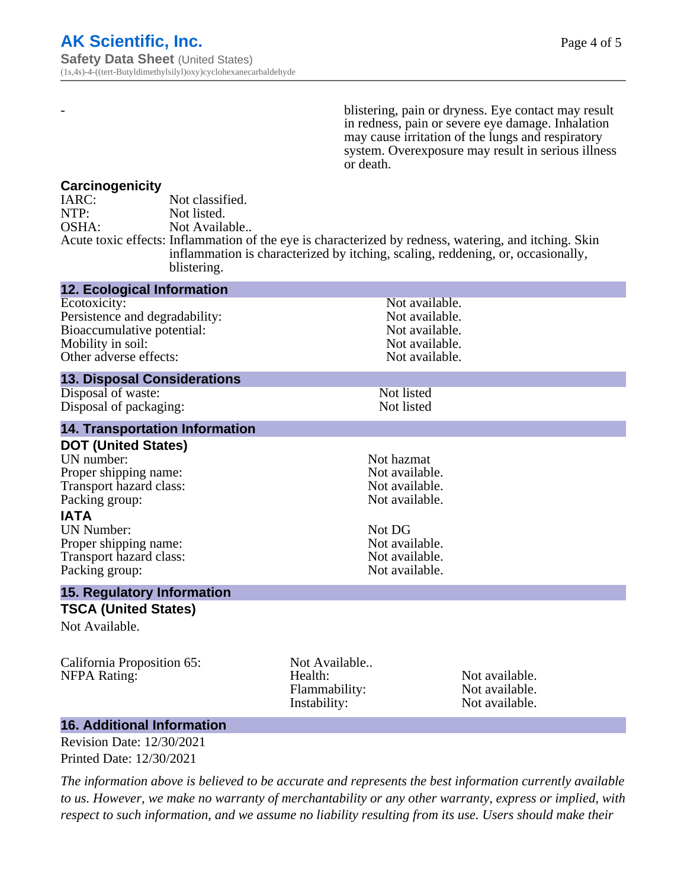| - | blistering, pain or dryness. Eye contact may result in redness, pain or severe eye damage. Inhalation may cause irritation of the lungs and respiratory system. Overexposure may result in serious illness or death. |
|---|---|

### Carcinogenicity

| | |
|---|---|
| IARC: | Not classified. |
| NTP: | Not listed. |
| OSHA: | Not Available.. |
| Acute toxic effects: | Inflammation of the eye is characterized by redness, watering, and itching. Skin inflammation is characterized by itching, scaling, reddening, or, occasionally, blistering. |

## 12. Ecological Information

| | |
|---|---|
| Ecotoxicity: | Not available. |
| Persistence and degradability: | Not available. |
| Bioaccumulative potential: | Not available. |
| Mobility in soil: | Not available. |
| Other adverse effects: | Not available. |

## 13. Disposal Considerations

| | |
|---|---|
| Disposal of waste: | Not listed |
| Disposal of packaging: | Not listed |

## 14. Transportation Information

### DOT (United States)

| | |
|---|---|
| UN number: | Not hazmat |
| Proper shipping name: | Not available. |
| Transport hazard class: | Not available. |
| Packing group: | Not available. |

### IATA

| | |
|---|---|
| UN Number: | Not DG |
| Proper shipping name: | Not available. |
| Transport hazard class: | Not available. |
| Packing group: | Not available. |

## 15. Regulatory Information

### TSCA (United States)

Not Available.

| | | |
|---|---|---|
| California Proposition 65: | Not Available.. | |
| NFPA Rating: | Health: | Not available. |
| | Flammability: | Not available. |
| | Instability: | Not available. |

## 16. Additional Information

Revision Date: 12/30/2021

Printed Date: 12/30/2021

*The information above is believed to be accurate and represents the best information currently available to us. However, we make no warranty of merchantability or any other warranty, express or implied, with respect to such information, and we assume no liability resulting from its use. Users should make their*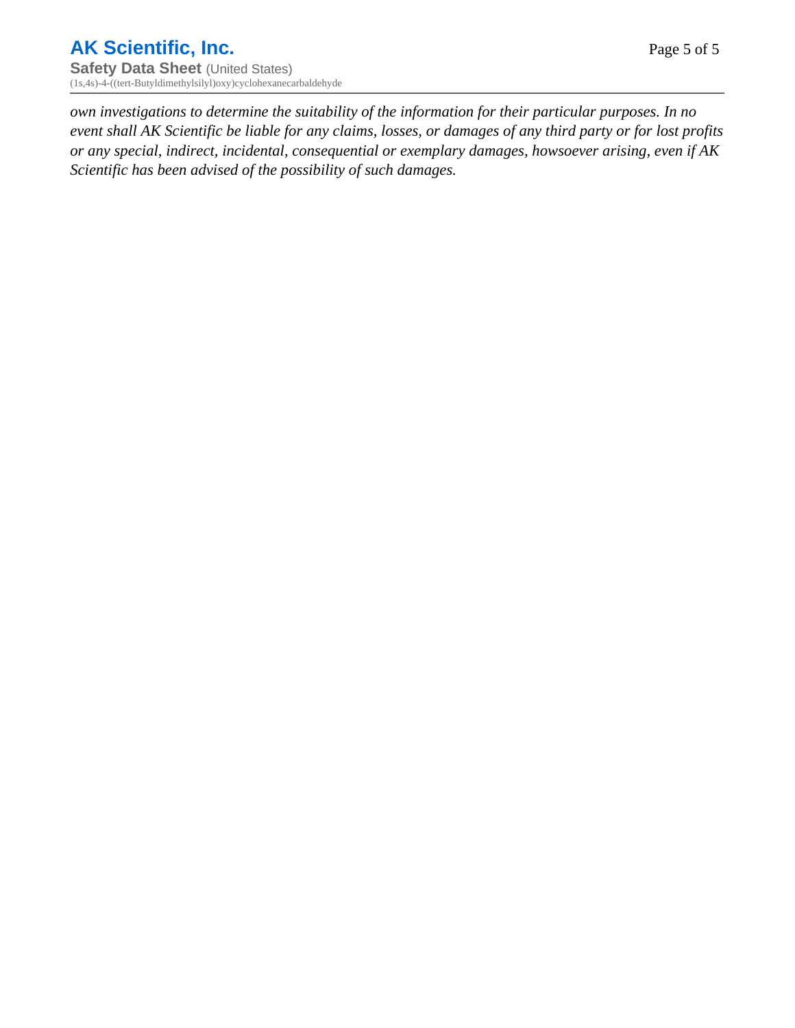*own investigations to determine the suitability of the information for their particular purposes. In no event shall AK Scientific be liable for any claims, losses, or damages of any third party or for lost profits or any special, indirect, incidental, consequential or exemplary damages, howsoever arising, even if AK Scientific has been advised of the possibility of such damages.*